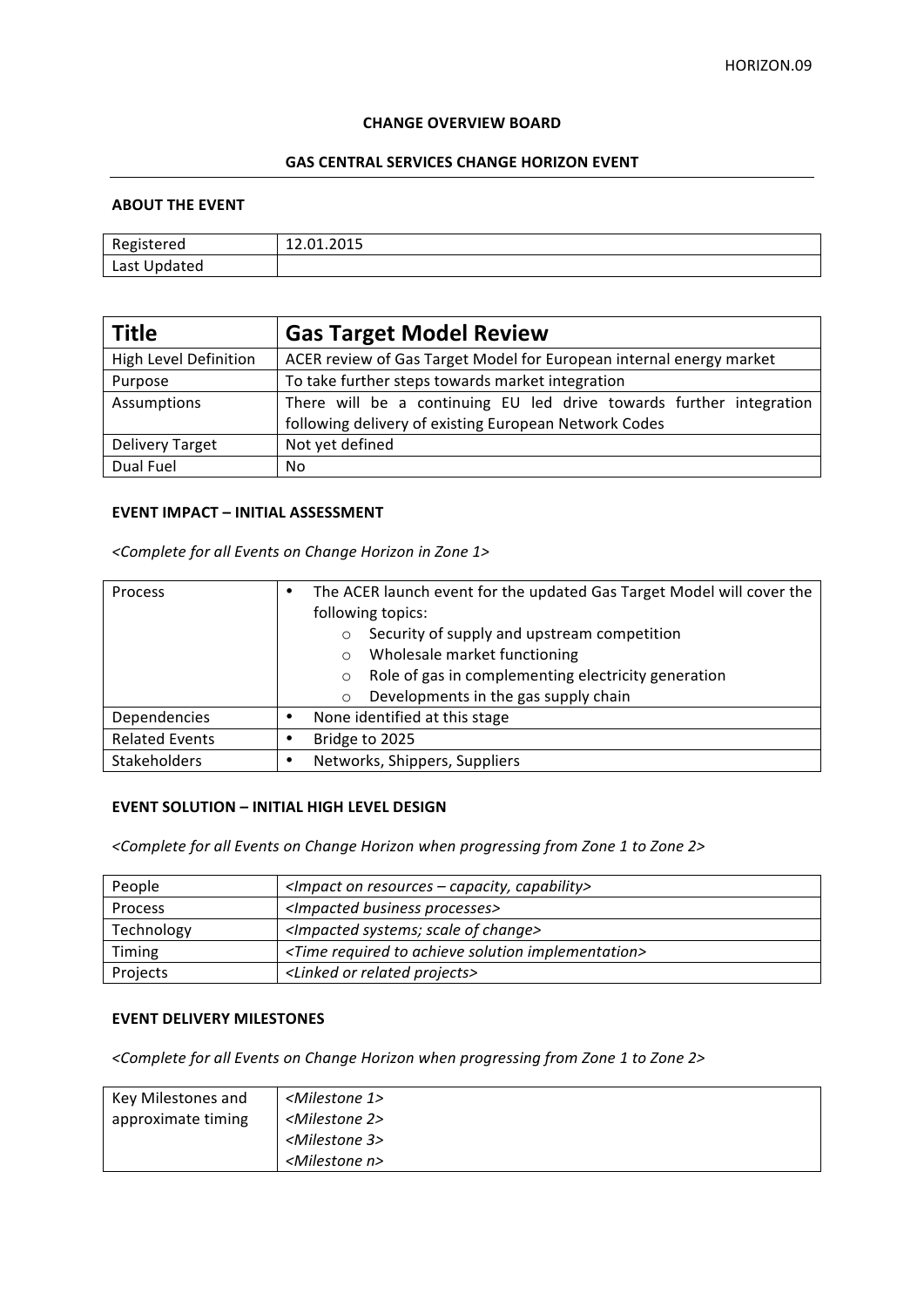HORIZON.09

**CHANGE OVERVIEW BOARD**

**GAS CENTRAL SERVICES CHANGE HORIZON EVENT**

**ABOUT THE EVENT**

| Registered | 12.01.2015 |
|---|---|
| Last Updated | |

| **Title** | **Gas Target Model Review** |
|---|---|
| High Level Definition | ACER review of Gas Target Model for European internal energy market |
| Purpose | To take further steps towards market integration |
| Assumptions | There will be a continuing EU led drive towards further integration following delivery of existing European Network Codes |
| Delivery Target | Not yet defined |
| Dual Fuel | No |

**EVENT IMPACT – INITIAL ASSESSMENT**

*<Complete for all Events on Change Horizon in Zone 1>*

| Process | • The ACER launch event for the updated Gas Target Model will cover the following topics: <br> ○ Security of supply and upstream competition <br> ○ Wholesale market functioning <br> ○ Role of gas in complementing electricity generation <br> ○ Developments in the gas supply chain |
|---|---|
| Dependencies | • None identified at this stage |
| Related Events | • Bridge to 2025 |
| Stakeholders | • Networks, Shippers, Suppliers |

**EVENT SOLUTION – INITIAL HIGH LEVEL DESIGN**

*<Complete for all Events on Change Horizon when progressing from Zone 1 to Zone 2>*

| People | *<Impact on resources – capacity, capability>* |
|---|---|
| Process | *<Impacted business processes>* |
| Technology | *<Impacted systems; scale of change>* |
| Timing | *<Time required to achieve solution implementation>* |
| Projects | *<Linked or related projects>* |

**EVENT DELIVERY MILESTONES**

*<Complete for all Events on Change Horizon when progressing from Zone 1 to Zone 2>*

| Key Milestones and approximate timing | *<Milestone 1>* <br> *<Milestone 2>* <br> *<Milestone 3>* <br> *<Milestone n>* |
|---|---|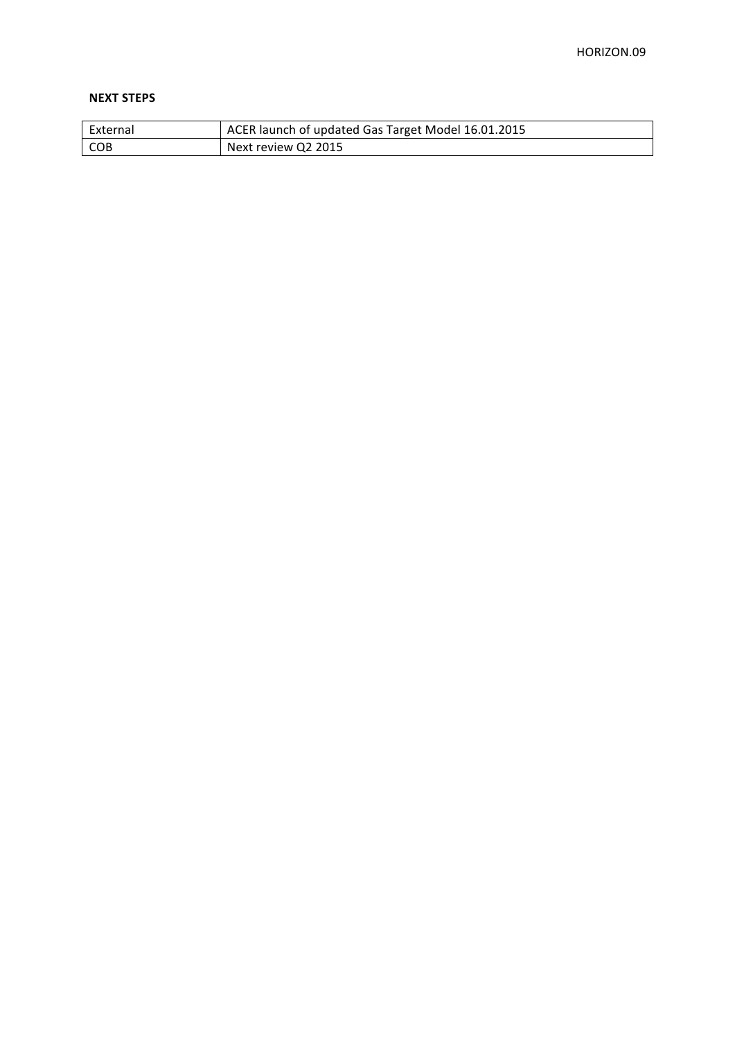**NEXT STEPS**

| | |
|---|---|
| External | ACER launch of updated Gas Target Model 16.01.2015 |
| COB | Next review Q2 2015 |